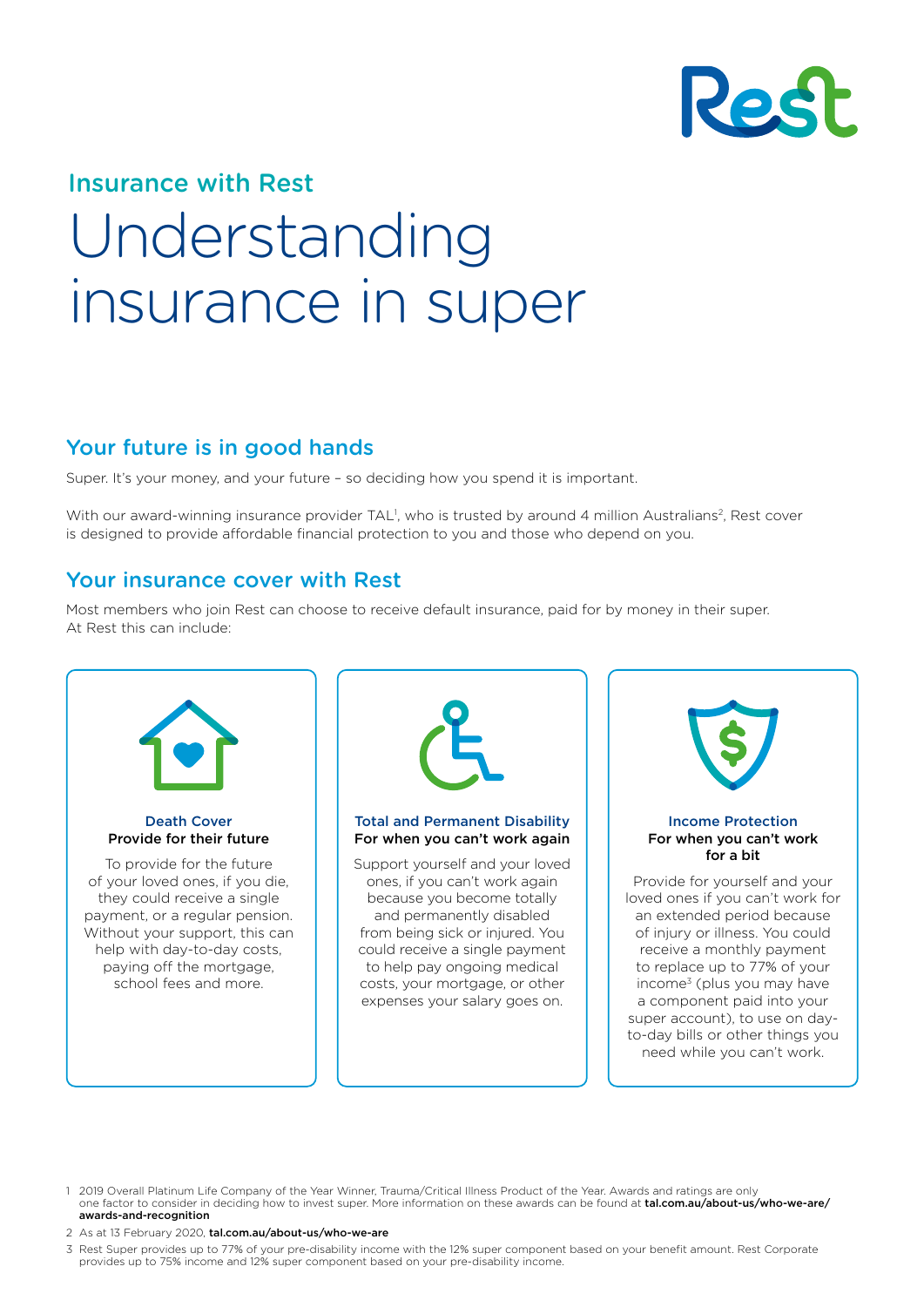Insurance with Rest

# Understanding insurance in super

## Your future is in good hands

Super. It's your money, and your future – so deciding how you spend it is important.

With our award-winning insurance provider TAL[1], who is trusted by around 4 million Australians[2], Rest cover is designed to provide affordable financial protection to you and those who depend on you.

## Your insurance cover with Rest

Most members who join Rest can choose to receive default insurance, paid for by money in their super. At Rest this can include:

### Death Cover

**Provide for their future**

To provide for the future of your loved ones, if you die, they could receive a single payment, or a regular pension. Without your support, this can help with day-to-day costs, paying off the mortgage, school fees and more.

### Total and Permanent Disability

**For when you can't work again**

Support yourself and your loved ones, if you can't work again because you become totally and permanently disabled from being sick or injured. You could receive a single payment to help pay ongoing medical costs, your mortgage, or other expenses your salary goes on.

### Income Protection

**For when you can't work for a bit**

Provide for yourself and your loved ones if you can't work for an extended period because of injury or illness. You could receive a monthly payment to replace up to 77% of your income[3] (plus you may have a component paid into your super account), to use on day-to-day bills or other things you need while you can't work.

---

1 2019 Overall Platinum Life Company of the Year Winner, Trauma/Critical Illness Product of the Year. Awards and ratings are only one factor to consider in deciding how to invest super. More information on these awards can be found at **tal.com.au/about-us/who-we-are/awards-and-recognition**

2 As at 13 February 2020, **tal.com.au/about-us/who-we-are**

3 Rest Super provides up to 77% of your pre-disability income with the 12% super component based on your benefit amount. Rest Corporate provides up to 75% income and 12% super component based on your pre-disability income.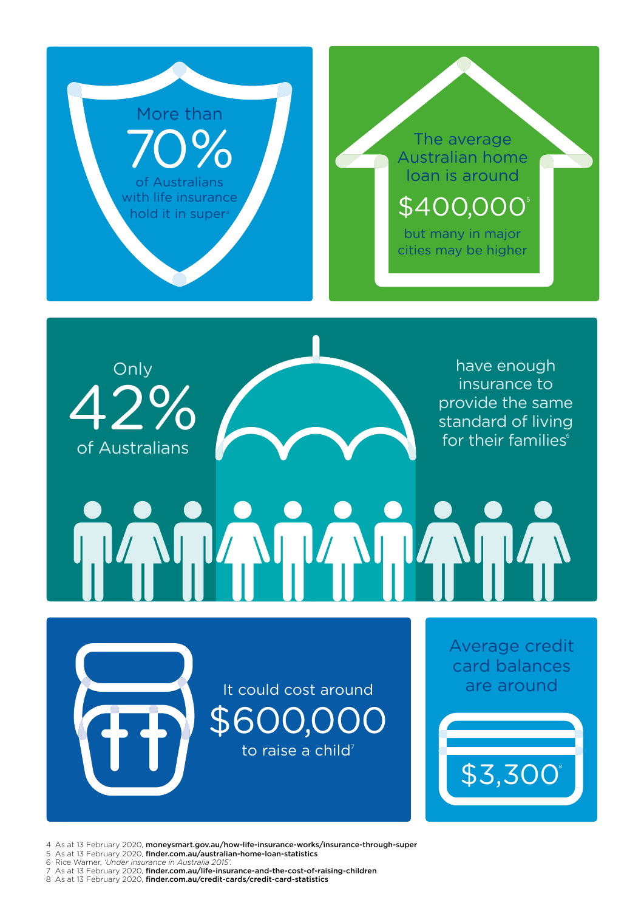More than **70%** of Australians with life insurance hold it in super[4]

The average Australian home loan is around **$400,000**[5] but many in major cities may be higher

Only **42%** of Australians have enough insurance to provide the same standard of living for their families[6]

It could cost around **$600,000** to raise a child[7]

Average credit card balances are around **$3,300**[8]

4 As at 13 February 2020, **moneysmart.gov.au/how-life-insurance-works/insurance-through-super**
5 As at 13 February 2020, **finder.com.au/australian-home-loan-statistics**
6 Rice Warner, *'Under insurance in Australia 2015'*.
7 As at 13 February 2020, **finder.com.au/life-insurance-and-the-cost-of-raising-children**
8 As at 13 February 2020, **finder.com.au/credit-cards/credit-card-statistics**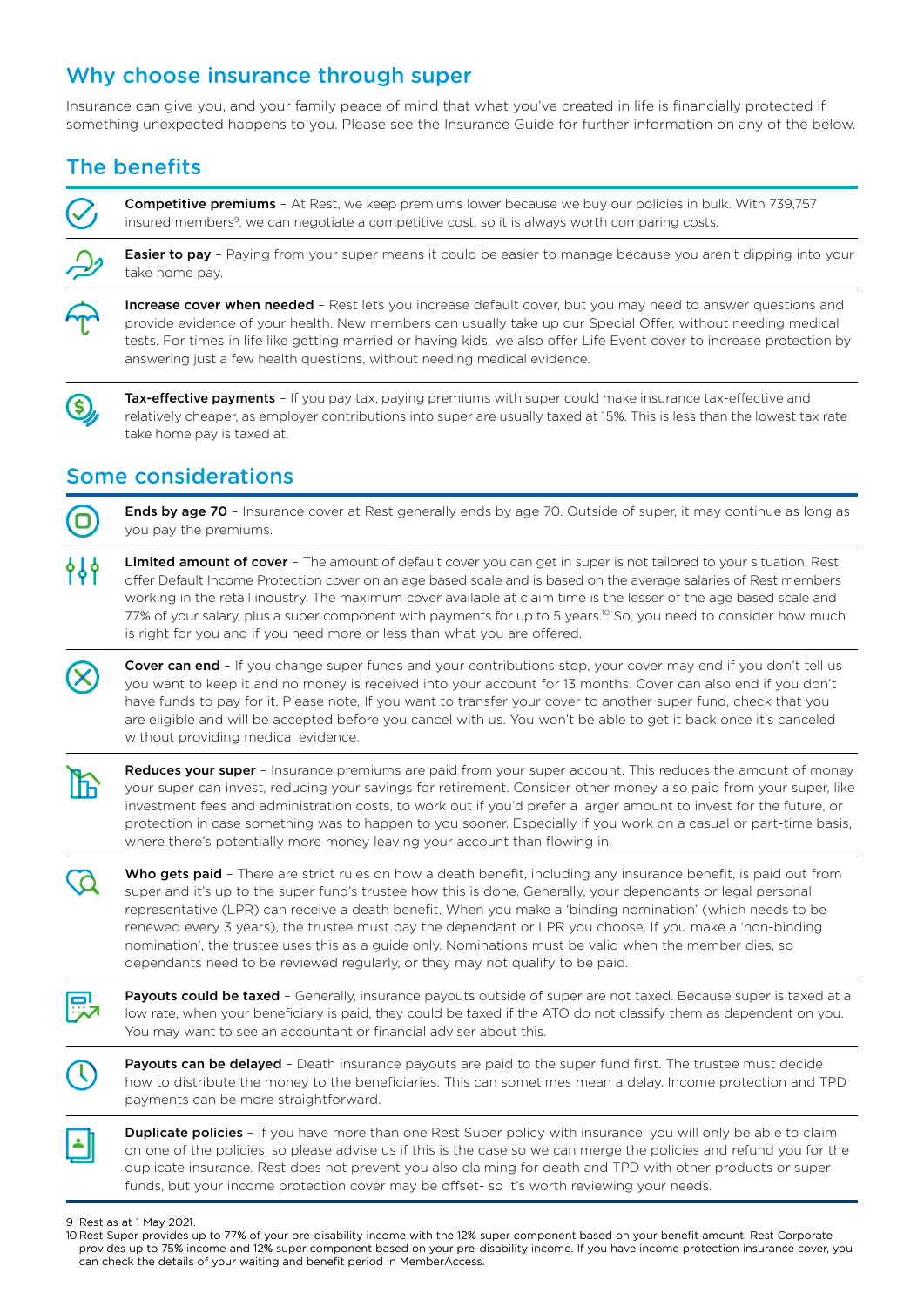## Why choose insurance through super

Insurance can give you, and your family peace of mind that what you've created in life is financially protected if something unexpected happens to you. Please see the Insurance Guide for further information on any of the below.

## The benefits

**Competitive premiums** – At Rest, we keep premiums lower because we buy our policies in bulk. With 739,757 insured members[9], we can negotiate a competitive cost, so it is always worth comparing costs.

**Easier to pay** – Paying from your super means it could be easier to manage because you aren't dipping into your take home pay.

**Increase cover when needed** – Rest lets you increase default cover, but you may need to answer questions and provide evidence of your health. New members can usually take up our Special Offer, without needing medical tests. For times in life like getting married or having kids, we also offer Life Event cover to increase protection by answering just a few health questions, without needing medical evidence.

**Tax-effective payments** – If you pay tax, paying premiums with super could make insurance tax-effective and relatively cheaper, as employer contributions into super are usually taxed at 15%. This is less than the lowest tax rate take home pay is taxed at.

## Some considerations

**Ends by age 70** – Insurance cover at Rest generally ends by age 70. Outside of super, it may continue as long as you pay the premiums.

**Limited amount of cover** – The amount of default cover you can get in super is not tailored to your situation. Rest offer Default Income Protection cover on an age based scale and is based on the average salaries of Rest members working in the retail industry. The maximum cover available at claim time is the lesser of the age based scale and 77% of your salary, plus a super component with payments for up to 5 years.[10] So, you need to consider how much is right for you and if you need more or less than what you are offered.

**Cover can end** – If you change super funds and your contributions stop, your cover may end if you don't tell us you want to keep it and no money is received into your account for 13 months. Cover can also end if you don't have funds to pay for it. Please note, If you want to transfer your cover to another super fund, check that you are eligible and will be accepted before you cancel with us. You won't be able to get it back once it's canceled without providing medical evidence.

**Reduces your super** – Insurance premiums are paid from your super account. This reduces the amount of money your super can invest, reducing your savings for retirement. Consider other money also paid from your super, like investment fees and administration costs, to work out if you'd prefer a larger amount to invest for the future, or protection in case something was to happen to you sooner. Especially if you work on a casual or part-time basis, where there's potentially more money leaving your account than flowing in.

**Who gets paid** – There are strict rules on how a death benefit, including any insurance benefit, is paid out from super and it's up to the super fund's trustee how this is done. Generally, your dependants or legal personal representative (LPR) can receive a death benefit. When you make a 'binding nomination' (which needs to be renewed every 3 years), the trustee must pay the dependant or LPR you choose. If you make a 'non-binding nomination', the trustee uses this as a guide only. Nominations must be valid when the member dies, so dependants need to be reviewed regularly, or they may not qualify to be paid.

**Payouts could be taxed** – Generally, insurance payouts outside of super are not taxed. Because super is taxed at a low rate, when your beneficiary is paid, they could be taxed if the ATO do not classify them as dependent on you. You may want to see an accountant or financial adviser about this.

**Payouts can be delayed** – Death insurance payouts are paid to the super fund first. The trustee must decide how to distribute the money to the beneficiaries. This can sometimes mean a delay. Income protection and TPD payments can be more straightforward.

**Duplicate policies** – If you have more than one Rest Super policy with insurance, you will only be able to claim on one of the policies, so please advise us if this is the case so we can merge the policies and refund you for the duplicate insurance. Rest does not prevent you also claiming for death and TPD with other products or super funds, but your income protection cover may be offset- so it's worth reviewing your needs.

---

9 Rest as at 1 May 2021.

10 Rest Super provides up to 77% of your pre-disability income with the 12% super component based on your benefit amount. Rest Corporate provides up to 75% income and 12% super component based on your pre-disability income. If you have income protection insurance cover, you can check the details of your waiting and benefit period in MemberAccess.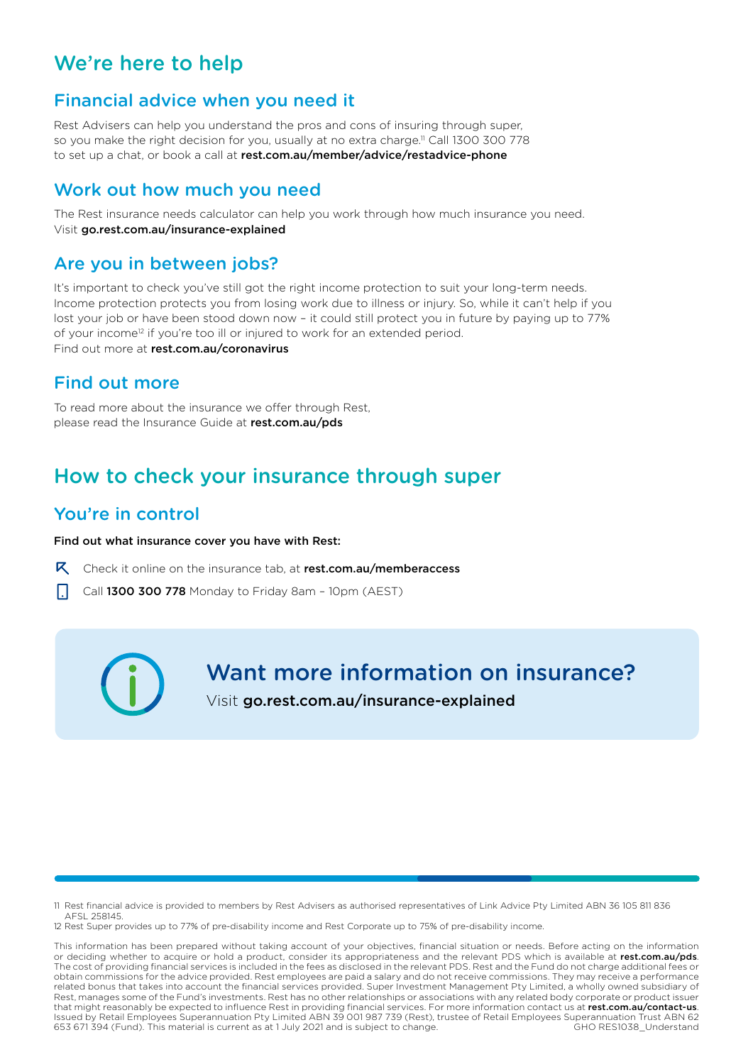# We're here to help

## Financial advice when you need it

Rest Advisers can help you understand the pros and cons of insuring through super, so you make the right decision for you, usually at no extra charge.[11] Call 1300 300 778 to set up a chat, or book a call at **rest.com.au/member/advice/restadvice-phone**

## Work out how much you need

The Rest insurance needs calculator can help you work through how much insurance you need. Visit **go.rest.com.au/insurance-explained**

## Are you in between jobs?

It's important to check you've still got the right income protection to suit your long-term needs. Income protection protects you from losing work due to illness or injury. So, while it can't help if you lost your job or have been stood down now – it could still protect you in future by paying up to 77% of your income[12] if you're too ill or injured to work for an extended period.
Find out more at **rest.com.au/coronavirus**

## Find out more

To read more about the insurance we offer through Rest, please read the Insurance Guide at **rest.com.au/pds**

# How to check your insurance through super

## You're in control

**Find out what insurance cover you have with Rest:**

- Check it online on the insurance tab, at **rest.com.au/memberaccess**
- Call **1300 300 778** Monday to Friday 8am – 10pm (AEST)

## Want more information on insurance?

Visit **go.rest.com.au/insurance-explained**

---

11 Rest financial advice is provided to members by Rest Advisers as authorised representatives of Link Advice Pty Limited ABN 36 105 811 836 AFSL 258145.
12 Rest Super provides up to 77% of pre-disability income and Rest Corporate up to 75% of pre-disability income.

This information has been prepared without taking account of your objectives, financial situation or needs. Before acting on the information or deciding whether to acquire or hold a product, consider its appropriateness and the relevant PDS which is available at **rest.com.au/pds**. The cost of providing financial services is included in the fees as disclosed in the relevant PDS. Rest and the Fund do not charge additional fees or obtain commissions for the advice provided. Rest employees are paid a salary and do not receive commissions. They may receive a performance related bonus that takes into account the financial services provided. Super Investment Management Pty Limited, a wholly owned subsidiary of Rest, manages some of the Fund's investments. Rest has no other relationships or associations with any related body corporate or product issuer that might reasonably be expected to influence Rest in providing financial services. For more information contact us at **rest.com.au/contact-us**. Issued by Retail Employees Superannuation Pty Limited ABN 39 001 987 739 (Rest), trustee of Retail Employees Superannuation Trust ABN 62 653 671 394 (Fund). This material is current as at 1 July 2021 and is subject to change. GHO RES1038_Understand